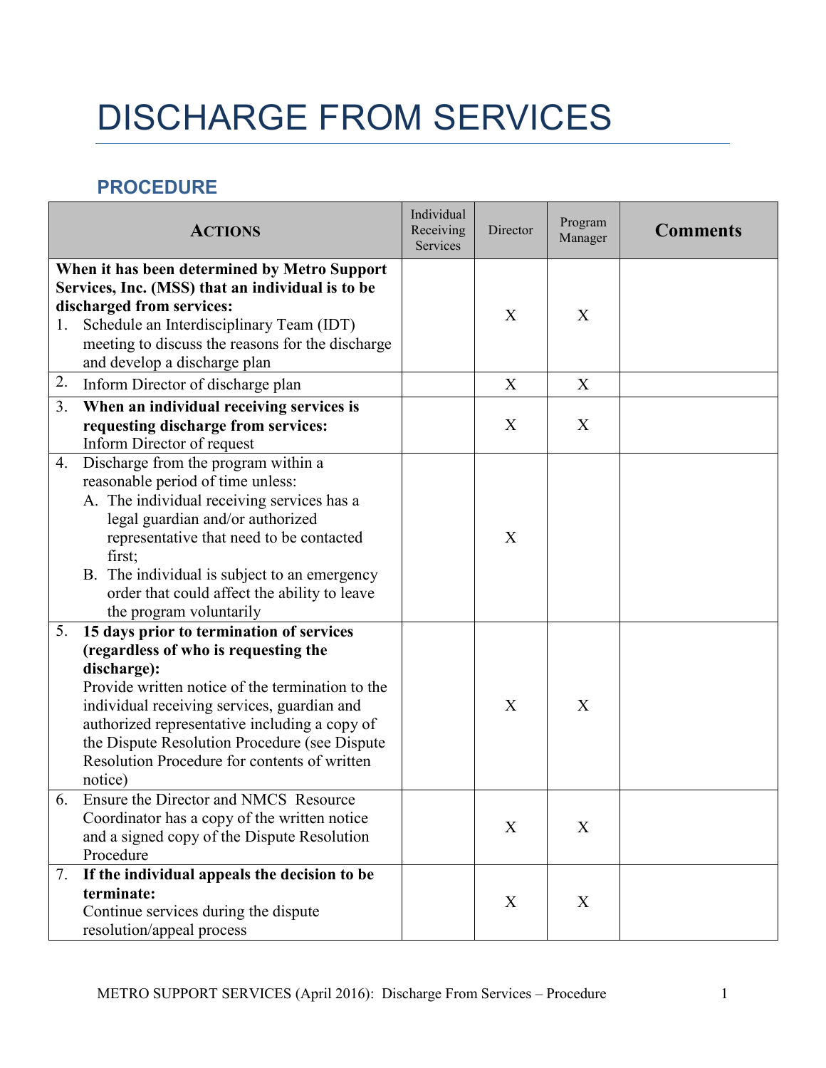# DISCHARGE FROM SERVICES

## PROCEDURE

| **ACTIONS** | Individual Receiving Services | Director | Program Manager | **Comments** |
|---|---|---|---|---|
| **When it has been determined by Metro Support Services, Inc. (MSS) that an individual is to be discharged from services:**<br>1. Schedule an Interdisciplinary Team (IDT) meeting to discuss the reasons for the discharge and develop a discharge plan | | X | X | |
| 2. Inform Director of discharge plan | | X | X | |
| 3. **When an individual receiving services is requesting discharge from services:** Inform Director of request | | X | X | |
| 4. Discharge from the program within a reasonable period of time unless:<br>A. The individual receiving services has a legal guardian and/or authorized representative that need to be contacted first;<br>B. The individual is subject to an emergency order that could affect the ability to leave the program voluntarily | | X | | |
| 5. **15 days prior to termination of services (regardless of who is requesting the discharge):** Provide written notice of the termination to the individual receiving services, guardian and authorized representative including a copy of the Dispute Resolution Procedure (see Dispute Resolution Procedure for contents of written notice) | | X | X | |
| 6. Ensure the Director and NMCS Resource Coordinator has a copy of the written notice and a signed copy of the Dispute Resolution Procedure | | X | X | |
| 7. **If the individual appeals the decision to be terminate:** Continue services during the dispute resolution/appeal process | | X | X | |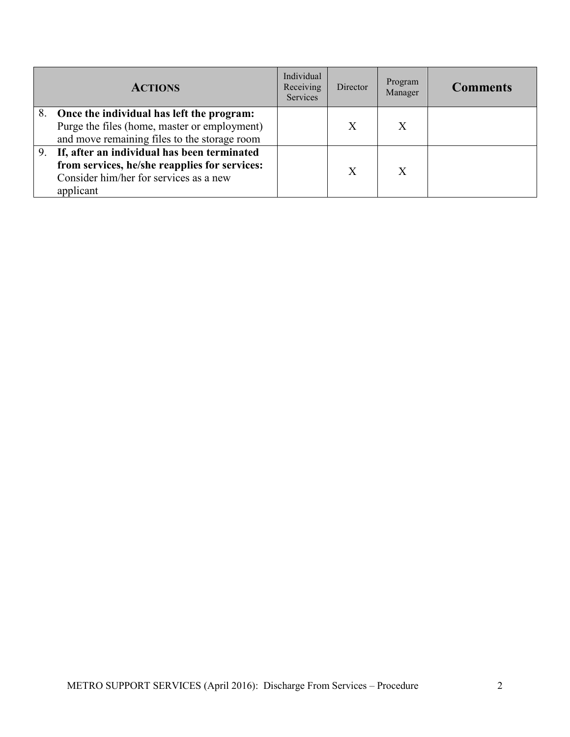| **ACTIONS** | Individual Receiving Services | Director | Program Manager | **Comments** |
|---|---|---|---|---|
| 8. **Once the individual has left the program:** Purge the files (home, master or employment) and move remaining files to the storage room | | X | X | |
| 9. **If, after an individual has been terminated from services, he/she reapplies for services:** Consider him/her for services as a new applicant | | X | X | |